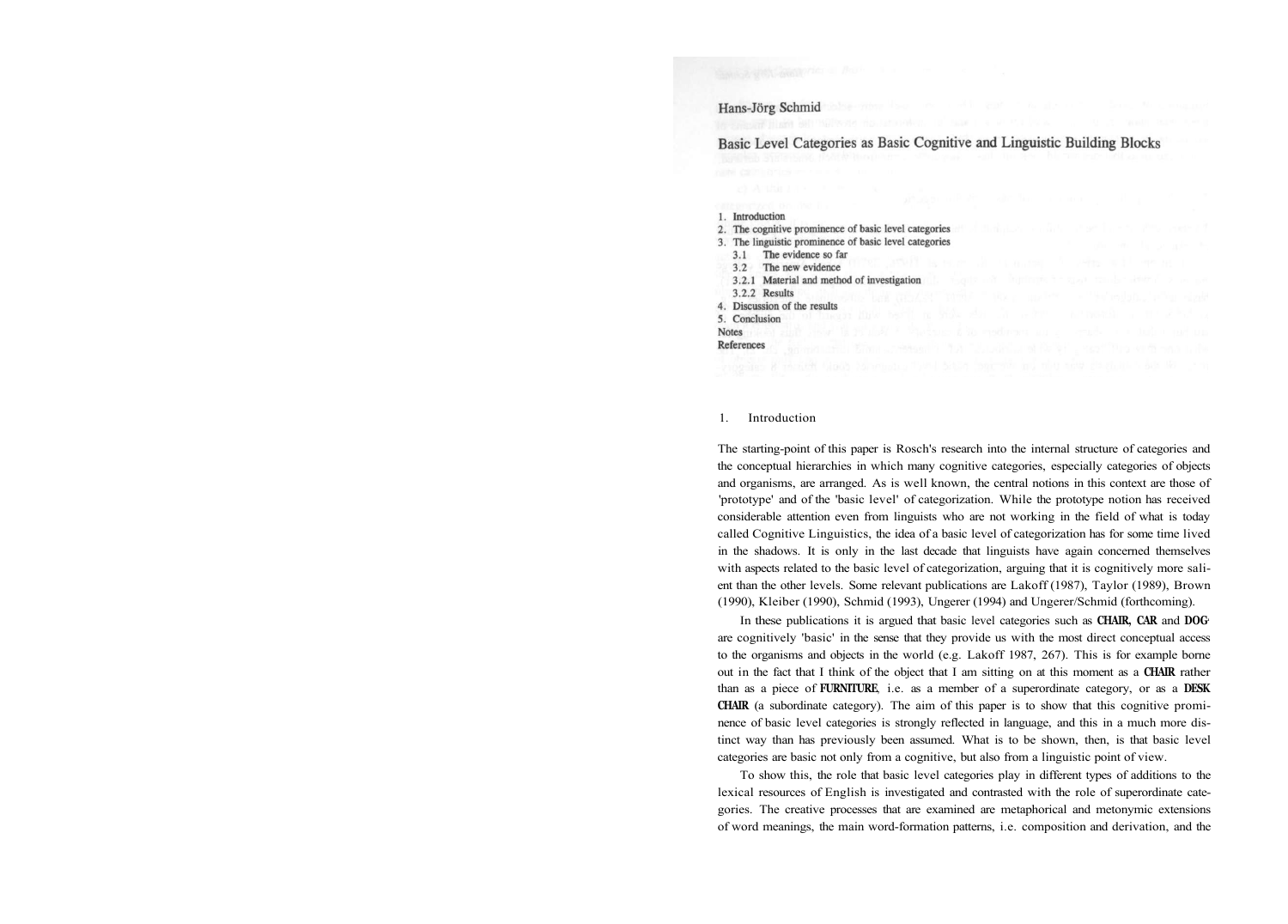Hans-Jörg Schmid

# Basic Level Categories as Basic Cognitive and Linguistic Building Blocks

1. Introduction
2. The cognitive prominence of basic level categories
3. The linguistic prominence of basic level categories
   - 3.1 The evidence so far
   - 3.2 The new evidence
     - 3.2.1 Material and method of investigation
     - 3.2.2 Results
4. Discussion of the results
5. Conclusion

Notes

References

## 1. Introduction

The starting-point of this paper is Rosch's research into the internal structure of categories and the conceptual hierarchies in which many cognitive categories, especially categories of objects and organisms, are arranged. As is well known, the central notions in this context are those of 'prototype' and of the 'basic level' of categorization. While the prototype notion has received considerable attention even from linguists who are not working in the field of what is today called Cognitive Linguistics, the idea of a basic level of categorization has for some time lived in the shadows. It is only in the last decade that linguists have again concerned themselves with aspects related to the basic level of categorization, arguing that it is cognitively more salient than the other levels. Some relevant publications are Lakoff (1987), Taylor (1989), Brown (1990), Kleiber (1990), Schmid (1993), Ungerer (1994) and Ungerer/Schmid (forthcoming).

In these publications it is argued that basic level categories such as **CHAIR**, **CAR** and **DOG** are cognitively 'basic' in the sense that they provide us with the most direct conceptual access to the organisms and objects in the world (e.g. Lakoff 1987, 267). This is for example borne out in the fact that I think of the object that I am sitting on at this moment as a **CHAIR** rather than as a piece of **FURNITURE**, i.e. as a member of a superordinate category, or as a **DESK CHAIR** (a subordinate category). The aim of this paper is to show that this cognitive prominence of basic level categories is strongly reflected in language, and this in a much more distinct way than has previously been assumed. What is to be shown, then, is that basic level categories are basic not only from a cognitive, but also from a linguistic point of view.

To show this, the role that basic level categories play in different types of additions to the lexical resources of English is investigated and contrasted with the role of superordinate categories. The creative processes that are examined are metaphorical and metonymic extensions of word meanings, the main word-formation patterns, i.e. composition and derivation, and the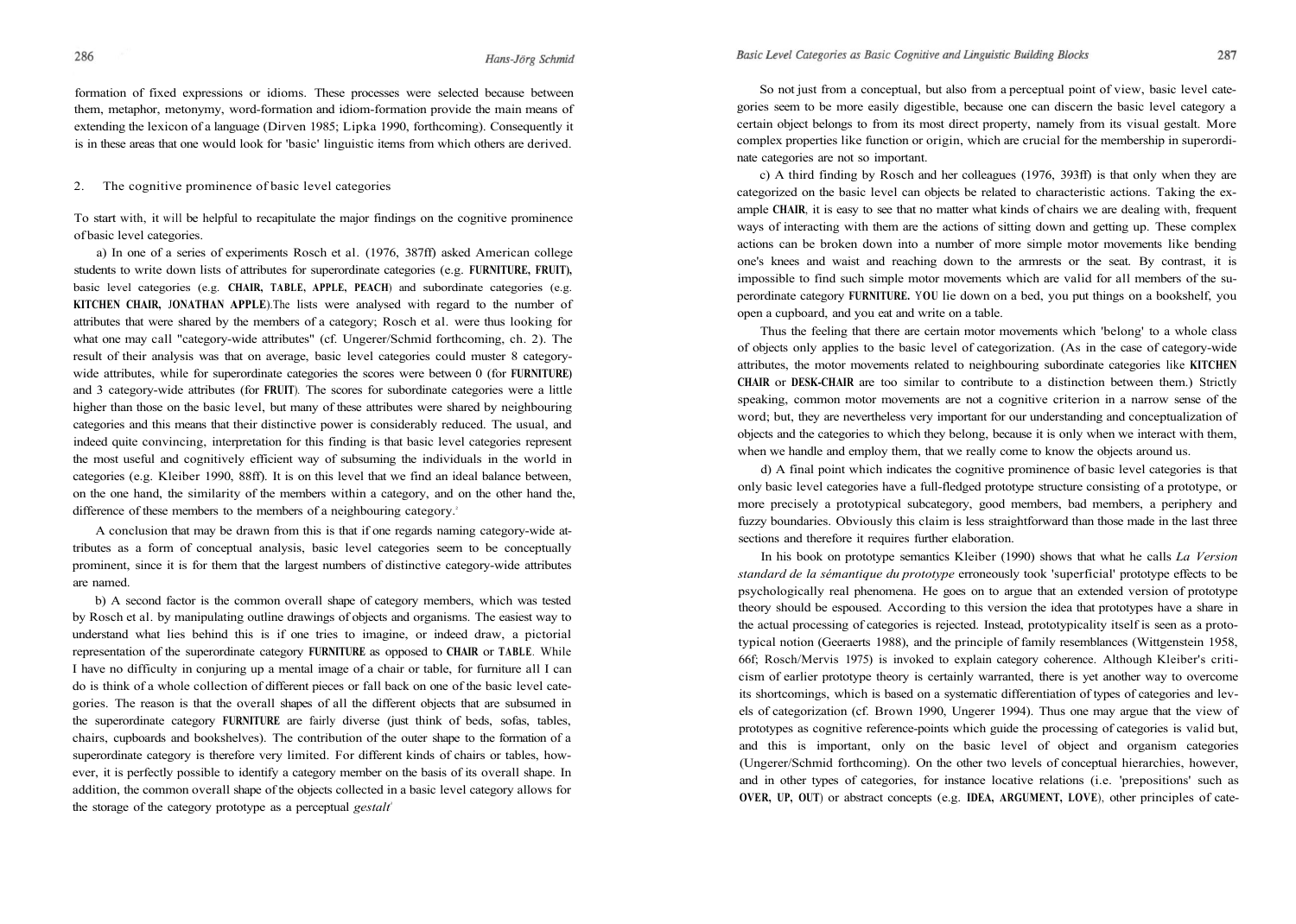formation of fixed expressions or idioms. These processes were selected because between them, metaphor, metonymy, word-formation and idiom-formation provide the main means of extending the lexicon of a language (Dirven 1985; Lipka 1990, forthcoming). Consequently it is in these areas that one would look for 'basic' linguistic items from which others are derived.

## 2. The cognitive prominence of basic level categories

To start with, it will be helpful to recapitulate the major findings on the cognitive prominence of basic level categories.

a) In one of a series of experiments Rosch et al. (1976, 387ff) asked American college students to write down lists of attributes for superordinate categories (e.g. **FURNITURE, FRUIT**), basic level categories (e.g. **CHAIR, TABLE, APPLE, PEACH**) and subordinate categories (e.g. **KITCHEN CHAIR, JONATHAN APPLE**). The lists were analysed with regard to the number of attributes that were shared by the members of a category; Rosch et al. were thus looking for what one may call "category-wide attributes" (cf. Ungerer/Schmid forthcoming, ch. 2). The result of their analysis was that on average, basic level categories could muster 8 category-wide attributes, while for superordinate categories the scores were between 0 (for **FURNITURE**) and 3 category-wide attributes (for **FRUIT**). The scores for subordinate categories were a little higher than those on the basic level, but many of these attributes were shared by neighbouring categories and this means that their distinctive power is considerably reduced. The usual, and indeed quite convincing, interpretation for this finding is that basic level categories represent the most useful and cognitively efficient way of subsuming the individuals in the world in categories (e.g. Kleiber 1990, 88ff). It is on this level that we find an ideal balance between, on the one hand, the similarity of the members within a category, and on the other hand the, difference of these members to the members of a neighbouring category.[2]

A conclusion that may be drawn from this is that if one regards naming category-wide attributes as a form of conceptual analysis, basic level categories seem to be conceptually prominent, since it is for them that the largest numbers of distinctive category-wide attributes are named.

b) A second factor is the common overall shape of category members, which was tested by Rosch et al. by manipulating outline drawings of objects and organisms. The easiest way to understand what lies behind this is if one tries to imagine, or indeed draw, a pictorial representation of the superordinate category **FURNITURE** as opposed to **CHAIR** or **TABLE**. While I have no difficulty in conjuring up a mental image of a chair or table, for furniture all I can do is think of a whole collection of different pieces or fall back on one of the basic level categories. The reason is that the overall shapes of all the different objects that are subsumed in the superordinate category **FURNITURE** are fairly diverse (just think of beds, sofas, tables, chairs, cupboards and bookshelves). The contribution of the outer shape to the formation of a superordinate category is therefore very limited. For different kinds of chairs or tables, however, it is perfectly possible to identify a category member on the basis of its overall shape. In addition, the common overall shape of the objects collected in a basic level category allows for the storage of the category prototype as a perceptual *gestalt*.[3]

So not just from a conceptual, but also from a perceptual point of view, basic level categories seem to be more easily digestible, because one can discern the basic level category a certain object belongs to from its most direct property, namely from its visual gestalt. More complex properties like function or origin, which are crucial for the membership in superordinate categories are not so important.

c) A third finding by Rosch and her colleagues (1976, 393ff) is that only when they are categorized on the basic level can objects be related to characteristic actions. Taking the example **CHAIR**, it is easy to see that no matter what kinds of chairs we are dealing with, frequent ways of interacting with them are the actions of sitting down and getting up. These complex actions can be broken down into a number of more simple motor movements like bending one's knees and waist and reaching down to the armrests or the seat. By contrast, it is impossible to find such simple motor movements which are valid for all members of the superordinate category **FURNITURE**. You lie down on a bed, you put things on a bookshelf, you open a cupboard, and you eat and write on a table.

Thus the feeling that there are certain motor movements which 'belong' to a whole class of objects only applies to the basic level of categorization. (As in the case of category-wide attributes, the motor movements related to neighbouring subordinate categories like **KITCHEN CHAIR** or **DESK-CHAIR** are too similar to contribute to a distinction between them.) Strictly speaking, common motor movements are not a cognitive criterion in a narrow sense of the word; but, they are nevertheless very important for our understanding and conceptualization of objects and the categories to which they belong, because it is only when we interact with them, when we handle and employ them, that we really come to know the objects around us.

d) A final point which indicates the cognitive prominence of basic level categories is that only basic level categories have a full-fledged prototype structure consisting of a prototype, or more precisely a prototypical subcategory, good members, bad members, a periphery and fuzzy boundaries. Obviously this claim is less straightforward than those made in the last three sections and therefore it requires further elaboration.

In his book on prototype semantics Kleiber (1990) shows that what he calls *La Version standard de la sémantique du prototype* erroneously took 'superficial' prototype effects to be psychologically real phenomena. He goes on to argue that an extended version of prototype theory should be espoused. According to this version the idea that prototypes have a share in the actual processing of categories is rejected. Instead, prototypicality itself is seen as a prototypical notion (Geeraerts 1988), and the principle of family resemblances (Wittgenstein 1958, 66f; Rosch/Mervis 1975) is invoked to explain category coherence. Although Kleiber's criticism of earlier prototype theory is certainly warranted, there is yet another way to overcome its shortcomings, which is based on a systematic differentiation of types of categories and levels of categorization (cf. Brown 1990, Ungerer 1994). Thus one may argue that the view of prototypes as cognitive reference-points which guide the processing of categories is valid but, and this is important, only on the basic level of object and organism categories (Ungerer/Schmid forthcoming). On the other two levels of conceptual hierarchies, however, and in other types of categories, for instance locative relations (i.e. 'prepositions' such as **OVER, UP, OUT**) or abstract concepts (e.g. **IDEA, ARGUMENT, LOVE**), other principles of cate-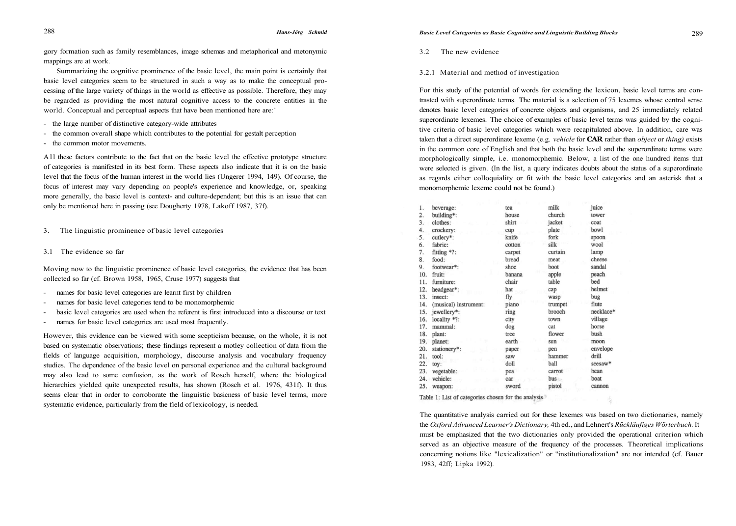gory formation such as family resemblances, image schemas and metaphorical and metonymic mappings are at work.

Summarizing the cognitive prominence of the basic level, the main point is certainly that basic level categories seem to be structured in such a way as to make the conceptual processing of the large variety of things in the world as effective as possible. Therefore, they may be regarded as providing the most natural cognitive access to the concrete entities in the world. Conceptual and perceptual aspects that have been mentioned here are:

- the large number of distinctive category-wide attributes
- the common overall shape which contributes to the potential for gestalt perception
- the common motor movements.

All these factors contribute to the fact that on the basic level the effective prototype structure of categories is manifested in its best form. These aspects also indicate that it is on the basic level that the focus of the human interest in the world lies (Ungerer 1994, 149). Of course, the focus of interest may vary depending on people's experience and knowledge, or, speaking more generally, the basic level is context- and culture-dependent; but this is an issue that can only be mentioned here in passing (see Dougherty 1978, Lakoff 1987, 37f).

## 3. The linguistic prominence of basic level categories

### 3.1 The evidence so far

Moving now to the linguistic prominence of basic level categories, the evidence that has been collected so far (cf. Brown 1958, 1965, Cruse 1977) suggests that

- names for basic level categories are learnt first by children
- names for basic level categories tend to be monomorphemic
- basic level categories are used when the referent is first introduced into a discourse or text
- names for basic level categories are used most frequently.

However, this evidence can be viewed with some scepticism because, on the whole, it is not based on systematic observations; these findings represent a motley collection of data from the fields of language acquisition, morphology, discourse analysis and vocabulary frequency studies. The dependence of the basic level on personal experience and the cultural background may also lead to some confusion, as the work of Rosch herself, where the biological hierarchies yielded quite unexpected results, has shown (Rosch et al. 1976, 431f). It thus seems clear that in order to corroborate the linguistic basicness of basic level terms, more systematic evidence, particularly from the field of lexicology, is needed.

### 3.2 The new evidence

#### 3.2.1 Material and method of investigation

For this study of the potential of words for extending the lexicon, basic level terms are contrasted with superordinate terms. The material is a selection of 75 lexemes whose central sense denotes basic level categories of concrete objects and organisms, and 25 immediately related superordinate lexemes. The choice of examples of basic level terms was guided by the cognitive criteria of basic level categories which were recapitulated above. In addition, care was taken that a direct superordinate lexeme (e.g. *vehicle* for **CAR** rather than *object* or *thing)* exists in the common core of English and that both the basic level and the superordinate terms were morphologically simple, i.e. monomorphemic. Below, a list of the one hundred items that were selected is given. (In the list, a query indicates doubts about the status of a superordinate as regards either colloquiality or fit with the basic level categories and an asterisk that a monomorphemic lexeme could not be found.)

| | | | | |
|---|---|---|---|---|
| 1. | beverage: | tea | milk | juice |
| 2. | building*: | house | church | tower |
| 3. | clothes: | shirt | jacket | coat |
| 4. | crockery: | cup | plate | bowl |
| 5. | cutlery*: | knife | fork | spoon |
| 6. | fabric: | cotton | silk | wool |
| 7. | fitting *?: | carpet | curtain | lamp |
| 8. | food: | bread | meat | cheese |
| 9. | footwear*: | shoe | boot | sandal |
| 10. | fruit: | banana | apple | peach |
| 11. | furniture: | chair | table | bed |
| 12. | headgear*: | hat | cap | helmet |
| 13. | insect: | fly | wasp | bug |
| 14. | (musical) instrument: | piano | trumpet | flute |
| 15. | jewellery*: | ring | brooch | necklace* |
| 16. | locality *?: | city | town | village |
| 17. | mammal: | dog | cat | horse |
| 18. | plant: | tree | flower | bush |
| 19. | planet: | earth | sun | moon |
| 20. | stationery*: | paper | pen | envelope |
| 21. | tool: | saw | hammer | drill |
| 22. | toy: | doll | ball | seesaw* |
| 23. | vegetable: | pea | carrot | bean |
| 24. | vehicle: | car | bus | boat |
| 25. | weapon: | sword | pistol | cannon |

Table 1: List of categories chosen for the analysis

The quantitative analysis carried out for these lexemes was based on two dictionaries, namely the *Oxford Advanced Learner's Dictionary,* 4th ed., and Lehnert's *Rückläufiges Wörterbuch.* It must be emphasized that the two dictionaries only provided the operational criterion which served as an objective measure of the frequency of the processes. Theoretical implications concerning notions like "lexicalization" or "institutionalization" are not intended (cf. Bauer 1983, 42ff; Lipka 1992).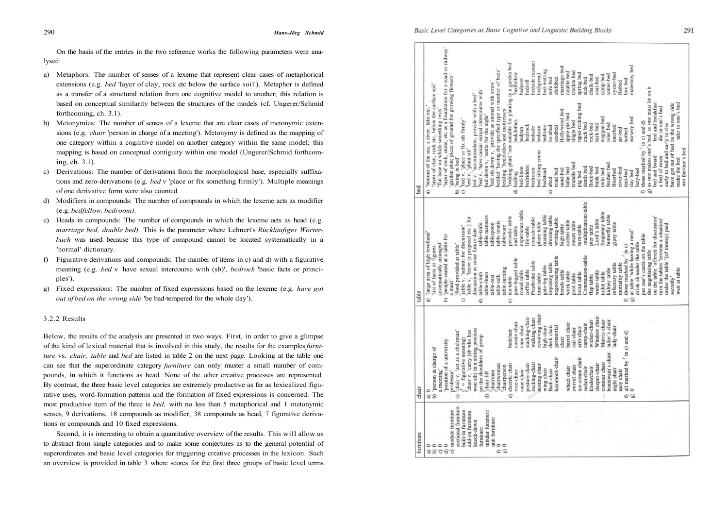On the basis of the entries in the two reference works the following parameters were analysed:

a) Metaphors: The number of senses of a lexeme that represent clear cases of metaphorical extensions (e.g. *bed* 'layer of clay, rock etc below the surface soil'). Metaphor is defined as a transfer of a structural relation from one cognitive model to another; this relation is based on conceptual similarity between the structures of the models (cf. Ungerer/Schmid forthcoming, ch. 3.1).
b) Metonymies: The number of senses of a lexeme that are clear cases of metonymic extensions (e.g. *chair* 'person in charge of a meeting'). Metonymy is defined as the mapping of one category within a cognitive model on another category within the same model; this mapping is based on conceptual contiguity within one model (Ungerer/Schmid forthcoming, ch. 3.1).
c) Derivations: The number of derivations from the morphological base, especially suffixations and zero-derivations (e.g. *bed* v 'place or fix something firmly'). Multiple meanings of one derivative form were also counted.
d) Modifiers in compounds: The number of compounds in which the lexeme acts as modifier (e.g. *bedfellow, bedroom).*
e) Heads in compounds: The number of compounds in which the lexeme acts as head (e.g. *marriage bed, double bed).* This is the parameter where Lehnert's *Rückläufiges Wörterbuch* was used because this type of compound cannot be located systematically in a 'normal' dictionary.
f) Figurative derivations and compounds: The number of items in c) and d) with a figurative meaning (e.g. *bed* v 'have sexual intercourse with (sb)', *bedrock* 'basic facts or principles').
g) Fixed expressions: The number of fixed expressions based on the lexeme (e.g. *have got out of bed on the wrong side* 'be bad-tempered for the whole day').

### 3.2.2 Results

Below, the results of the analysis are presented in two ways. First, in order to give a glimpse of the kind of lexical material that is involved in this study, the results for the examples *furniture* vs. *chair, table* and *bed* are listed in table 2 on the next page. Looking at the table one can see that the superordinate category *furniture* can only muster a small number of compounds, in which it functions as head. None of the other creative processes are represented. By contrast, the three basic level categories are extremely productive as far as lexicalized figurative uses, word-formation patterns and the formation of fixed expressions is concerned. The most productive item of the three is *bed,* with no less than 5 metaphorical and 1 metonymic senses, 9 derivations, 18 compounds as modifier, 38 compounds as head, 7 figurative derivations or compounds and 10 fixed expressions.

Second, it is interesting to obtain a quantitative overview of the results. This will allow us to abstract from single categories and to make some conjectures as to the general potential of superordinates and basic level categories for triggering creative processes in the lexicon. Such an overview is provided in table 3 where scores for the first three groups of basic level terms

| | furniture | chair | table | bed |
|---|---|---|---|---|
| a) | 0 | 0 | 'large area of high levelland'; 'list of facts or figures systematically arranged' | 'bottom of the sea, a river, lake etc.'; 'layer of clay, rock etc. below the surface soil'; 'flat base on which something rests'; 'layer of rock, stone, etc as a foundation for a road or railway'; 'garden plot; piece of ground for growing flowers' |
| b) | 0 | 'person in charge of a meeting'; 'position of a university professor' | 'people seated at a table for a meal'; 'food provided at table' | 'being in bed' |
| c) | 0 | chair v. 'act as a chairman'; (f = figurative meaning) f chair v. 'carry (sb who has won sth) in a sitting position on the shoulders of group' | f table v. 'submit for discussion'; f table v. 'leave (a proposal etc.) for discussion at some future date | bed v. 'place or fix sth firmly'; f bed v. 'plant sth'; bed v. 'accommodate; provide with a bed'; f bed v. 'have casual sexual intercourse with'; bed down v. 'settle for the night'; f bed sth down v. 'provide an animal with straw'; bedded 'having the specified type or number of beds'; bedding 'bedclothes and mattresses'; f bedding plant 'one suitable for planting in a garden bed' |
| d) | 0 | f chair-lift, f chairman, f chairwoman, f chairperson | table-cloth, table-linen, table-mat, table-talk, table-turning, table-knife, table manners, tablespoon, table tennis, tableware | bedbug, bed-linen, bedridden, bedroom, bed-sitting-room, bedstead, bedclothes, bedpan, f bedrock, bedside, bedsore, bedtime, f bedfellow, bedpost, bedroll, bedside manner, bedspread, bed-wetting |
| e) | module furniture, sectional furniture, built-in furniture, add-on furniture, knock-down furniture, tubular furniture, unit furniture | electric chair, vice-chair, cane chair, posture chair, rocking-chair, nesting chair, wing chair, Bath chair, hammock-chair, wheel chair, swivel chair, ice-cream chair, sedan-chair, kinderchair, sleeper-chair, contour chair, boatswain's chair, night chair, easy chair, bedchair, curule chair, cane chair, stacking-chair, walking chair, revolving chair, high chair, deck chair, gestatorial chair, barrel chair, rail-chair, arm-chair, camp-chair, wicker-chair, Windsor chair, Morris chair, tailor's chair, lady-chair | tea-table, gate-legged table, round table, coffee table, Pembroke table, time-table, gate-leg table, imposing table, negotiating table, bench-table, work-table, pool table, loran table, Communion-table, flap table, water-table, toilet table, kidney table, refectory table, mortality table, decision table, end table, experience table, life-table, console-table, plane-table, manning table, dressing table, writing-table, high table, corbel-table, steam table, turn-table, multiplication-table, pier table, Lord's table, frequency table, butterfly table, gipsy table | abed, road bed, sand-bed, lathe bed, trundle bed, pig bed, death bed, flock-bed, bunk bed, twin bed, feather bed, filterbed, river-bed, tent-bed, day bed, lazy-bed, lie-abed, seedbed, Hollywood bed, apple-pie bed, single bed, rapid-rocking bed, track bed, rock-bed, bark-bed, waggon bed, osier bed, interbed, air-bed, hotbed, nursery bed, sofa bed, childbed, marriage-bed, double bed, truckle bed, spring bed, sick-bed, chalk-bed, coal-bed, camp-bed, water-bed, oyster-bed, flatbed, box bed, maternity bed |
| f) | 0 | all marked by f in c) and d) | those marked by f in c) | those marked by f in c) and d) |
| g) | 0 | 0 | at table 'while having a meal'; drink sb under the table; put one's cards on the table; the negotiating table; on the table 'offered for discussion'; turn the tables 'reverse a situation'; under the table '(of money) paid secretly'; wait at table | as one makes one's bed, so one must lie on it; bed and board; bed and breakfast; a bed of roses; die in one's bed; early to bed and early to rise; have got out of bed on the wrong side; make the bed; take to one's bed; wet the/one's bed |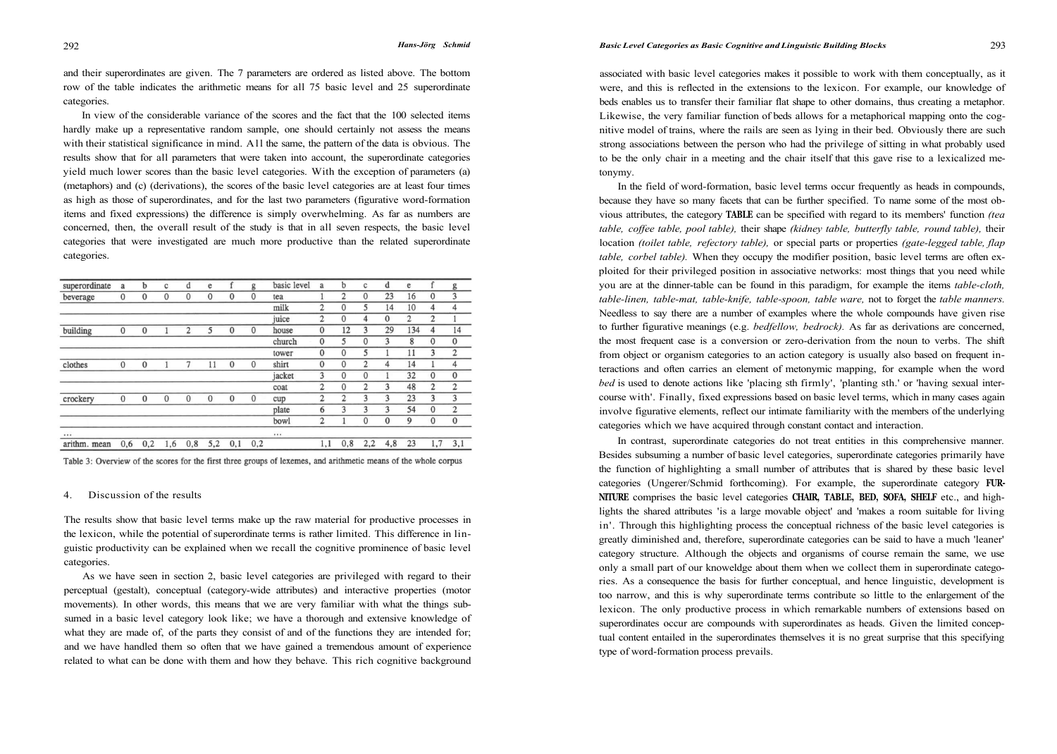and their superordinates are given. The 7 parameters are ordered as listed above. The bottom row of the table indicates the arithmetic means for all 75 basic level and 25 superordinate categories.

In view of the considerable variance of the scores and the fact that the 100 selected items hardly make up a representative random sample, one should certainly not assess the means with their statistical significance in mind. All the same, the pattern of the data is obvious. The results show that for all parameters that were taken into account, the superordinate categories yield much lower scores than the basic level categories. With the exception of parameters (a) (metaphors) and (c) (derivations), the scores of the basic level categories are at least four times as high as those of superordinates, and for the last two parameters (figurative word-formation items and fixed expressions) the difference is simply overwhelming. As far as numbers are concerned, then, the overall result of the study is that in all seven respects, the basic level categories that were investigated are much more productive than the related superordinate categories.

| superordinate | a | b | c | d | e | f | g | basic level | a | b | c | d | e | f | g |
|---|---|---|---|---|---|---|---|---|---|---|---|---|---|---|---|
| beverage | 0 | 0 | 0 | 0 | 0 | 0 | 0 | tea | 1 | 2 | 0 | 23 | 16 | 0 | 3 |
| | | | | | | | | milk | 2 | 0 | 5 | 14 | 10 | 4 | 4 |
| | | | | | | | | juice | 2 | 0 | 4 | 0 | 2 | 2 | 1 |
| building | 0 | 0 | 1 | 2 | 5 | 0 | 0 | house | 0 | 12 | 3 | 29 | 134 | 4 | 14 |
| | | | | | | | | church | 0 | 5 | 0 | 3 | 8 | 0 | 0 |
| | | | | | | | | tower | 0 | 0 | 5 | 1 | 11 | 3 | 2 |
| clothes | 0 | 0 | 1 | 7 | 11 | 0 | 0 | shirt | 0 | 0 | 2 | 4 | 14 | 1 | 4 |
| | | | | | | | | jacket | 3 | 0 | 0 | 1 | 32 | 0 | 0 |
| | | | | | | | | coat | 2 | 0 | 2 | 3 | 48 | 2 | 2 |
| crockery | 0 | 0 | 0 | 0 | 0 | 0 | 0 | cup | 2 | 2 | 3 | 3 | 23 | 3 | 3 |
| | | | | | | | | plate | 6 | 3 | 3 | 3 | 54 | 0 | 2 |
| | | | | | | | | bowl | 2 | 1 | 0 | 0 | 9 | 0 | 0 |
| ... | | | | | | | | ... | | | | | | | |
| arithm. mean | 0,6 | 0,2 | 1,6 | 0,8 | 5,2 | 0,1 | 0,2 | | 1,1 | 0,8 | 2,2 | 4,8 | 23 | 1,7 | 3,1 |

Table 3: Overview of the scores for the first three groups of lexemes, and arithmetic means of the whole corpus

## 4. Discussion of the results

The results show that basic level terms make up the raw material for productive processes in the lexicon, while the potential of superordinate terms is rather limited. This difference in linguistic productivity can be explained when we recall the cognitive prominence of basic level categories.

As we have seen in section 2, basic level categories are privileged with regard to their perceptual (gestalt), conceptual (category-wide attributes) and interactive properties (motor movements). In other words, this means that we are very familiar with what the things subsumed in a basic level category look like; we have a thorough and extensive knowledge of what they are made of, of the parts they consist of and of the functions they are intended for; and we have handled them so often that we have gained a tremendous amount of experience related to what can be done with them and how they behave. This rich cognitive background associated with basic level categories makes it possible to work with them conceptually, as it were, and this is reflected in the extensions to the lexicon. For example, our knowledge of beds enables us to transfer their familiar flat shape to other domains, thus creating a metaphor. Likewise, the very familiar function of beds allows for a metaphorical mapping onto the cognitive model of trains, where the rails are seen as lying in their bed. Obviously there are such strong associations between the person who had the privilege of sitting in what probably used to be the only chair in a meeting and the chair itself that this gave rise to a lexicalized metonymy.

In the field of word-formation, basic level terms occur frequently as heads in compounds, because they have so many facets that can be further specified. To name some of the most obvious attributes, the category **TABLE** can be specified with regard to its members' function *(tea table, coffee table, pool table),* their shape *(kidney table, butterfly table, round table),* their location *(toilet table, refectory table),* or special parts or properties *(gate-legged table, flap table, corbel table).* When they occupy the modifier position, basic level terms are often exploited for their privileged position in associative networks: most things that you need while you are at the dinner-table can be found in this paradigm, for example the items *table-cloth, table-linen, table-mat, table-knife, table-spoon, table ware,* not to forget the *table manners.* Needless to say there are a number of examples where the whole compounds have given rise to further figurative meanings (e.g. *bedfellow, bedrock).* As far as derivations are concerned, the most frequent case is a conversion or zero-derivation from the noun to verbs. The shift from object or organism categories to an action category is usually also based on frequent interactions and often carries an element of metonymic mapping, for example when the word *bed* is used to denote actions like 'placing sth firmly', 'planting sth.' or 'having sexual intercourse with'. Finally, fixed expressions based on basic level terms, which in many cases again involve figurative elements, reflect our intimate familiarity with the members of the underlying categories which we have acquired through constant contact and interaction.

In contrast, superordinate categories do not treat entities in this comprehensive manner. Besides subsuming a number of basic level categories, superordinate categories primarily have the function of highlighting a small number of attributes that is shared by these basic level categories (Ungerer/Schmid forthcoming). For example, the superordinate category **FURNITURE** comprises the basic level categories **CHAIR, TABLE, BED, SOFA, SHELF** etc., and highlights the shared attributes 'is a large movable object' and 'makes a room suitable for living in'. Through this highlighting process the conceptual richness of the basic level categories is greatly diminished and, therefore, superordinate categories can be said to have a much 'leaner' category structure. Although the objects and organisms of course remain the same, we use only a small part of our knoweldge about them when we collect them in superordinate categories. As a consequence the basis for further conceptual, and hence linguistic, development is too narrow, and this is why superordinate terms contribute so little to the enlargement of the lexicon. The only productive process in which remarkable numbers of extensions based on superordinates occur are compounds with superordinates as heads. Given the limited conceptual content entailed in the superordinates themselves it is no great surprise that this specifying type of word-formation process prevails.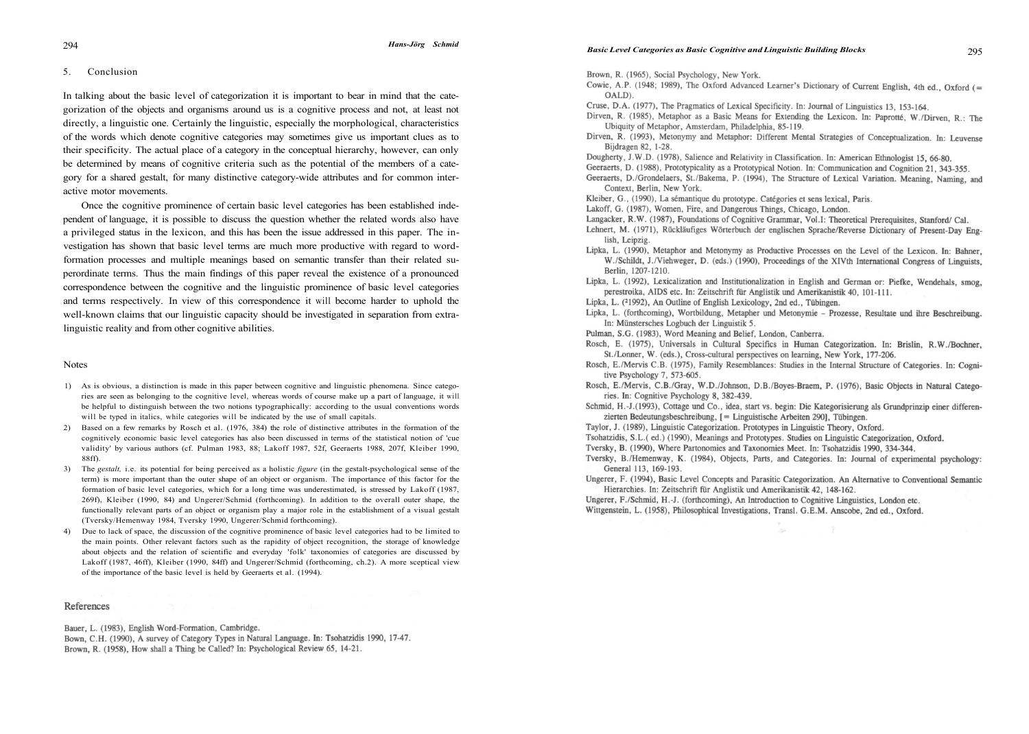## 5. Conclusion

In talking about the basic level of categorization it is important to bear in mind that the categorization of the objects and organisms around us is a cognitive process and not, at least not directly, a linguistic one. Certainly the linguistic, especially the morphological, characteristics of the words which denote cognitive categories may sometimes give us important clues as to their specificity. The actual place of a category in the conceptual hierarchy, however, can only be determined by means of cognitive criteria such as the potential of the members of a category for a shared gestalt, for many distinctive category-wide attributes and for common interactive motor movements.

Once the cognitive prominence of certain basic level categories has been established independent of language, it is possible to discuss the question whether the related words also have a privileged status in the lexicon, and this has been the issue addressed in this paper. The investigation has shown that basic level terms are much more productive with regard to word-formation processes and multiple meanings based on semantic transfer than their related superordinate terms. Thus the main findings of this paper reveal the existence of a pronounced correspondence between the cognitive and the linguistic prominence of basic level categories and terms respectively. In view of this correspondence it will become harder to uphold the well-known claims that our linguistic capacity should be investigated in separation from extra-linguistic reality and from other cognitive abilities.

### Notes

1) As is obvious, a distinction is made in this paper between cognitive and linguistic phenomena. Since categories are seen as belonging to the cognitive level, whereas words of course make up a part of language, it will be helpful to distinguish between the two notions typographically: according to the usual conventions words will be typed in italics, while categories will be indicated by the use of small capitals.

2) Based on a few remarks by Rosch et al. (1976, 384) the role of distinctive attributes in the formation of the cognitively economic basic level categories has also been discussed in terms of the statistical notion of 'cue validity' by various authors (cf. Pulman 1983, 88; Lakoff 1987, 52f, Geeraerts 1988, 207f, Kleiber 1990, 88ff).

3) The *gestalt,* i.e. its potential for being perceived as a holistic *figure* (in the gestalt-psychological sense of the term) is more important than the outer shape of an object or organism. The importance of this factor for the formation of basic level categories, which for a long time was underestimated, is stressed by Lakoff (1987, 269f), Kleiber (1990, 84) and Ungerer/Schmid (forthcoming). In addition to the overall outer shape, the functionally relevant parts of an object or organism play a major role in the establishment of a visual gestalt (Tversky/Hemenway 1984, Tversky 1990, Ungerer/Schmid forthcoming).

4) Due to lack of space, the discussion of the cognitive prominence of basic level categories had to be limited to the main points. Other relevant factors such as the rapidity of object recognition, the storage of knowledge about objects and the relation of scientific and everyday 'folk' taxonomies of categories are discussed by Lakoff (1987, 46ff), Kleiber (1990, 84ff) and Ungerer/Schmid (forthcoming, ch.2). A more sceptical view of the importance of the basic level is held by Geeraerts et al. (1994).

### References

Bauer, L. (1983), English Word-Formation, Cambridge.

Bown, C.H. (1990), A survey of Category Types in Natural Language. In: Tsohatzidis 1990, 17-47.

Brown, R. (1958), How shall a Thing be Called? In: Psychological Review 65, 14-21.

Brown, R. (1965), Social Psychology, New York.

Cowie, A.P. (1948; 1989), The Oxford Advanced Learner's Dictionary of Current English, 4th ed., Oxford (= OALD).

Cruse, D.A. (1977), The Pragmatics of Lexical Specificity. In: Journal of Linguistics 13, 153-164.

Dirven, R. (1985), Metaphor as a Basic Means for Extending the Lexicon. In: Paprotté, W./Dirven, R.: The Ubiquity of Metaphor, Amsterdam, Philadelphia, 85-119.

Dirven, R. (1993), Metonymy and Metaphor: Different Mental Strategies of Conceptualization. In: Leuvense Bijdragen 82, 1-28.

Dougherty, J.W.D. (1978), Salience and Relativity in Classification. In: American Ethnologist 15, 66-80.

Geeraerts, D. (1988), Prototypicality as a Prototypical Notion. In: Communication and Cognition 21, 343-355.

Geeraerts, D./Grondelaers, St./Bakema, P. (1994), The Structure of Lexical Variation. Meaning, Naming, and Context, Berlin, New York.

Kleiber, G., (1990), La sémantique du prototype. Catégories et sens lexical, Paris.

Lakoff, G. (1987), Women, Fire, and Dangerous Things, Chicago, London.

Langacker, R.W. (1987), Foundations of Cognitive Grammar, Vol.I: Theoretical Prerequisites, Stanford/ Cal.

Lehnert, M. (1971), Rückläufiges Wörterbuch der englischen Sprache/Reverse Dictionary of Present-Day English, Leipzig.

Lipka, L. (1990), Metaphor and Metonymy as Productive Processes on the Level of the Lexicon. In: Bahner, W./Schildt, J./Viehweger, D. (eds.) (1990), Proceedings of the XIVth International Congress of Linguists, Berlin, 1207-1210.

Lipka, L. (1992), Lexicalization and Institutionalization in English and German or: Piefke, Wendehals, smog, perestroika, AIDS etc. In: Zeitschrift für Anglistik und Amerikanistik 40, 101-111.

Lipka, L. (²1992), An Outline of English Lexicology, 2nd ed., Tübingen.

Lipka, L. (forthcoming), Wortbildung, Metapher und Metonymie – Prozesse, Resultate und ihre Beschreibung. In: Münstersches Logbuch der Linguistik 5.

Pulman, S.G. (1983), Word Meaning and Belief, London, Canberra.

Rosch, E. (1975), Universals in Cultural Specifics in Human Categorization. In: Brislin, R.W./Bochner, St./Lonner, W. (eds.), Cross-cultural perspectives on learning, New York, 177-206.

Rosch, E./Mervis C.B. (1975), Family Resemblances: Studies in the Internal Structure of Categories. In: Cognitive Psychology 7, 573-605.

Rosch, E./Mervis, C.B./Gray, W.D./Johnson, D.B./Boyes-Braem, P. (1976), Basic Objects in Natural Categories. In: Cognitive Psychology 8, 382-439.

Schmid, H.-J.(1993), Cottage und Co., idea, start vs. begin: Die Kategorisierung als Grundprinzip einer differenzierten Bedeutungsbeschreibung, [= Linguistische Arbeiten 290], Tübingen.

Taylor, J. (1989), Linguistic Categorization. Prototypes in Linguistic Theory, Oxford.

Tsohatzidis, S.L.( ed.) (1990), Meanings and Prototypes. Studies on Linguistic Categorization, Oxford.

Tversky, B. (1990), Where Partonomies and Taxonomies Meet. In: Tsohatzidis 1990, 334-344.

Tversky, B./Hemenway, K. (1984), Objects, Parts, and Categories. In: Journal of experimental psychology: General 113, 169-193.

Ungerer, F. (1994), Basic Level Concepts and Parasitic Categorization. An Alternative to Conventional Semantic Hierarchies. In: Zeitschrift für Anglistik und Amerikanistik 42, 148-162.

Ungerer, F./Schmid, H.-J. (forthcoming), An Introduction to Cognitive Linguistics, London etc.

Wittgenstein, L. (1958), Philosophical Investigations, Transl. G.E.M. Anscobe, 2nd ed., Oxford.